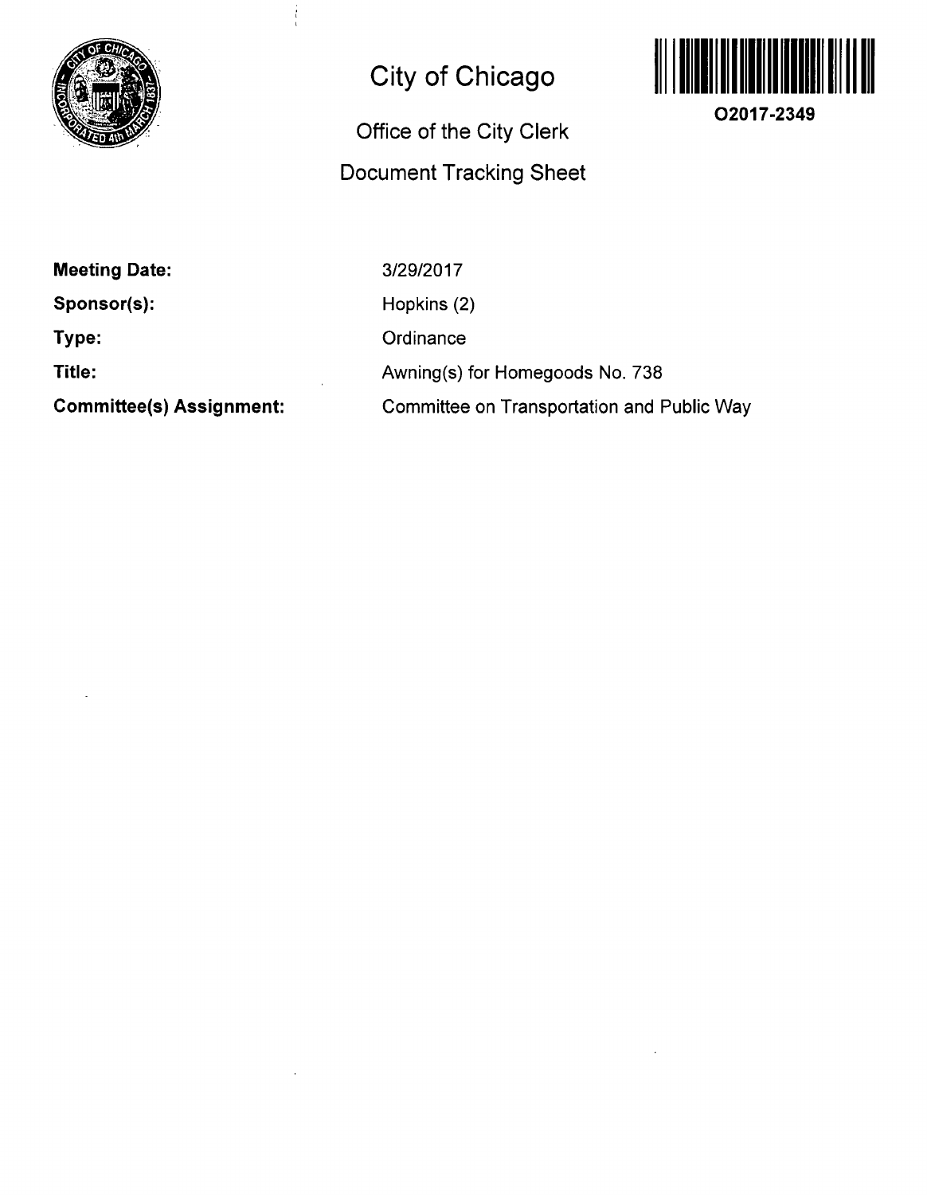# City of Chicago

**O2017-2349**

## Office of the City Clerk

## Document Tracking Sheet

**Meeting Date:** 3/29/2017

**Sponsor(s):** Hopkins (2)

**Type:** Ordinance

**Title:** Awning(s) for Homegoods No. 738

**Committee(s) Assignment:** Committee on Transportation and Public Way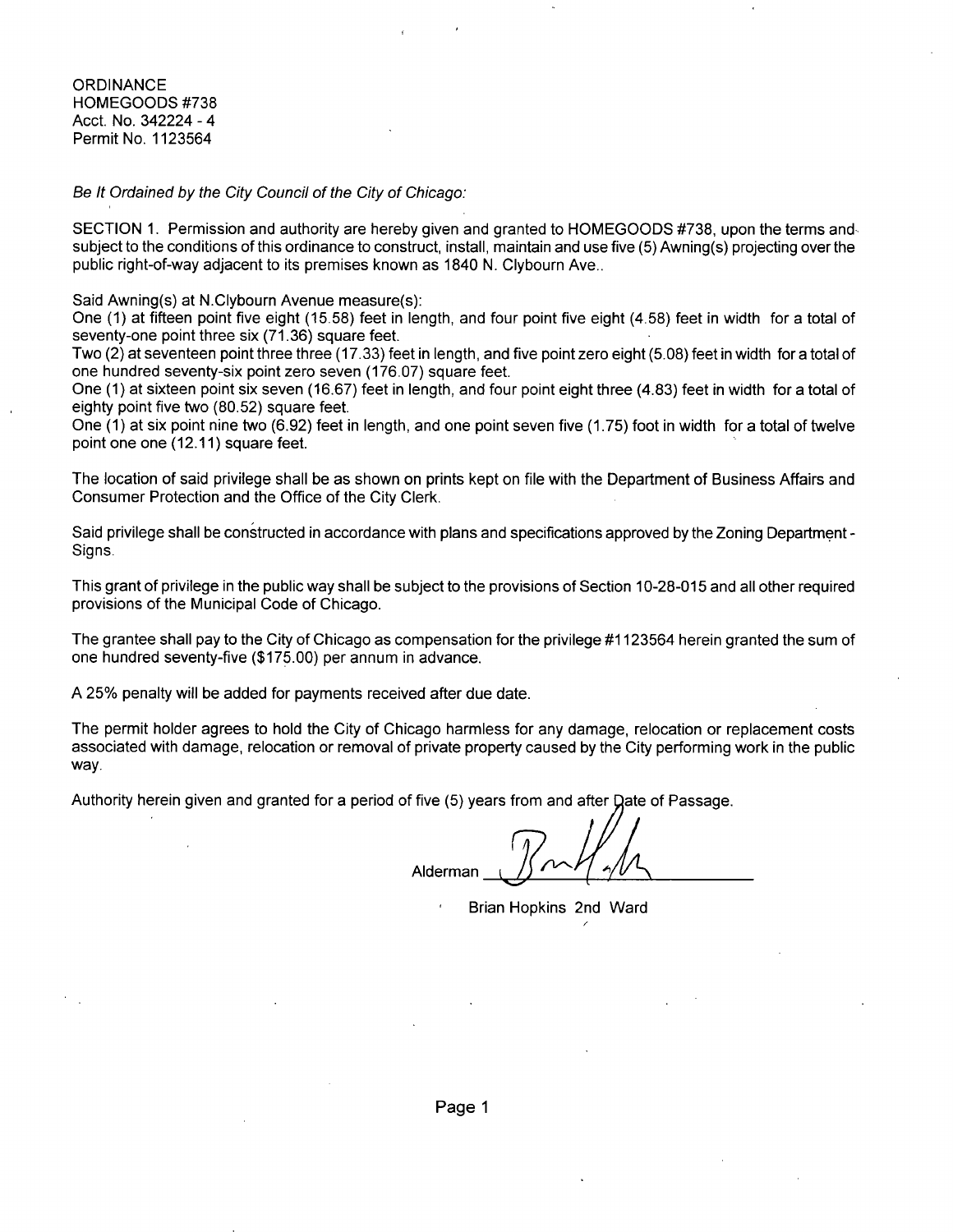ORDINANCE
HOMEGOODS #738
Acct. No. 342224 - 4
Permit No. 1123564

*Be It Ordained by the City Council of the City of Chicago:*

SECTION 1. Permission and authority are hereby given and granted to HOMEGOODS #738, upon the terms and subject to the conditions of this ordinance to construct, install, maintain and use five (5) Awning(s) projecting over the public right-of-way adjacent to its premises known as 1840 N. Clybourn Ave..

Said Awning(s) at N.Clybourn Avenue measure(s):
One (1) at fifteen point five eight (15.58) feet in length, and four point five eight (4.58) feet in width for a total of seventy-one point three six (71.36) square feet.
Two (2) at seventeen point three three (17.33) feet in length, and five point zero eight (5.08) feet in width for a total of one hundred seventy-six point zero seven (176.07) square feet.
One (1) at sixteen point six seven (16.67) feet in length, and four point eight three (4.83) feet in width for a total of eighty point five two (80.52) square feet.
One (1) at six point nine two (6.92) feet in length, and one point seven five (1.75) foot in width for a total of twelve point one one (12.11) square feet.

The location of said privilege shall be as shown on prints kept on file with the Department of Business Affairs and Consumer Protection and the Office of the City Clerk.

Said privilege shall be constructed in accordance with plans and specifications approved by the Zoning Department - Signs.

This grant of privilege in the public way shall be subject to the provisions of Section 10-28-015 and all other required provisions of the Municipal Code of Chicago.

The grantee shall pay to the City of Chicago as compensation for the privilege #1123564 herein granted the sum of one hundred seventy-five ($175.00) per annum in advance.

A 25% penalty will be added for payments received after due date.

The permit holder agrees to hold the City of Chicago harmless for any damage, relocation or replacement costs associated with damage, relocation or removal of private property caused by the City performing work in the public way.

Authority herein given and granted for a period of five (5) years from and after Date of Passage.

Alderman ______________________

Brian Hopkins 2nd Ward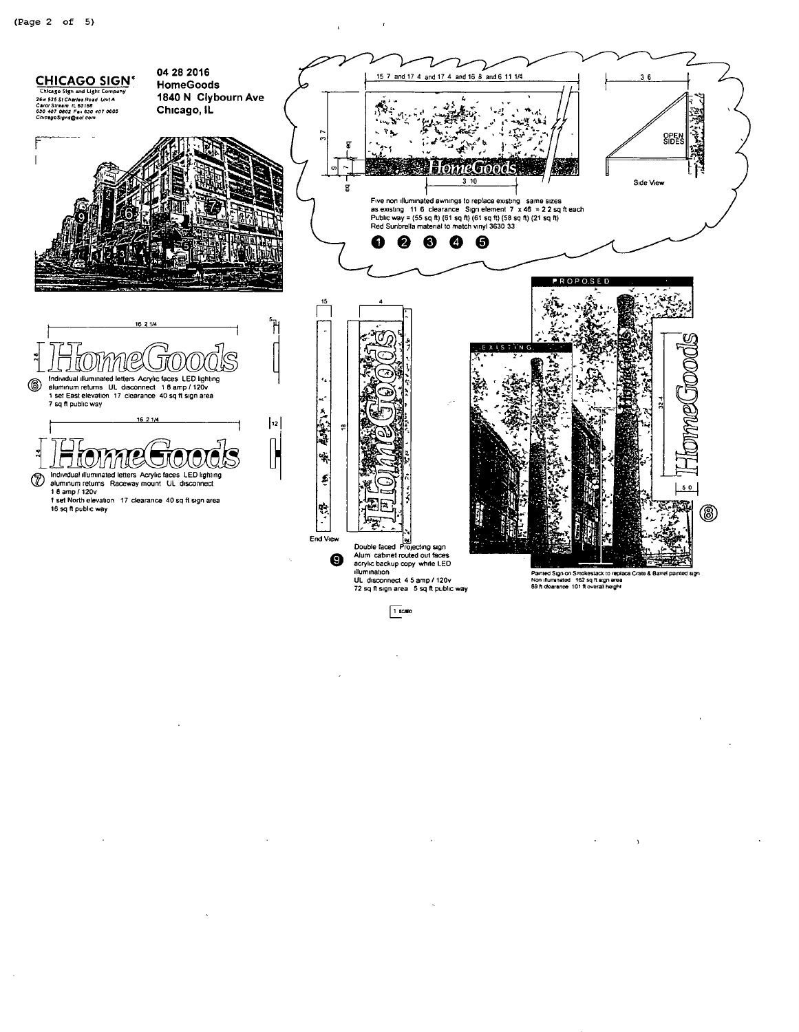**CHICAGO SIGN®**
Chicago Sign and Light Company
26w 535 St Charles Road Unit A
Carol Stream IL 60188
630 407 0602 Fax 630 407 0605
ChicagoSigns@aol com

**04 28 2016**
**HomeGoods**
**1840 N Clybourn Ave**
**Chicago, IL**

15 7 and 17 4 and 17 4 and 16 8 and 6 11 1/4

3 6

3 7

eq

7

9

eq

3 10

OPEN SIDES

Side View

Five non illuminated awnings to replace existing same sizes as existing 11 6 clearance Sign element 7 x 46 = 2 2 sq ft each
Public way = (55 sq ft) (61 sq ft) (61 sq ft) (58 sq ft) (21 sq ft)
Red Sunbrella material to match vinyl 3630 33

❶ ❷ ❸ ❹ ❺

16 2 1/4

2 6

5

⑥ Individual illuminated letters Acrylic faces LED lighting aluminum returns UL disconnect 1 8 amp / 120v
1 set East elevation 17 clearance 40 sq ft sign area
7 sq ft public way

16 2 1/4

2 6

12

⑦ Individual illuminated letters Acrylic faces LED lighting aluminum returns Raceway mount UL disconnect
1 8 amp / 120v
1 set North elevation 17 clearance 40 sq ft sign area
16 sq ft public way

15

4

18

End View

❾ Double faced Projecting sign
Alum cabinet routed out faces
acrylic backup copy white LED illumination
UL disconnect 4 5 amp / 120v
72 sq ft sign area 5 sq ft public way

PROPOSED

EXISTING

32 4

5 0

⑧

Painted Sign on Smokestack to replace Crate & Barrel painted sign
Non illuminated 162 sq ft sign area
69 ft clearance 101 ft overall height

1 scale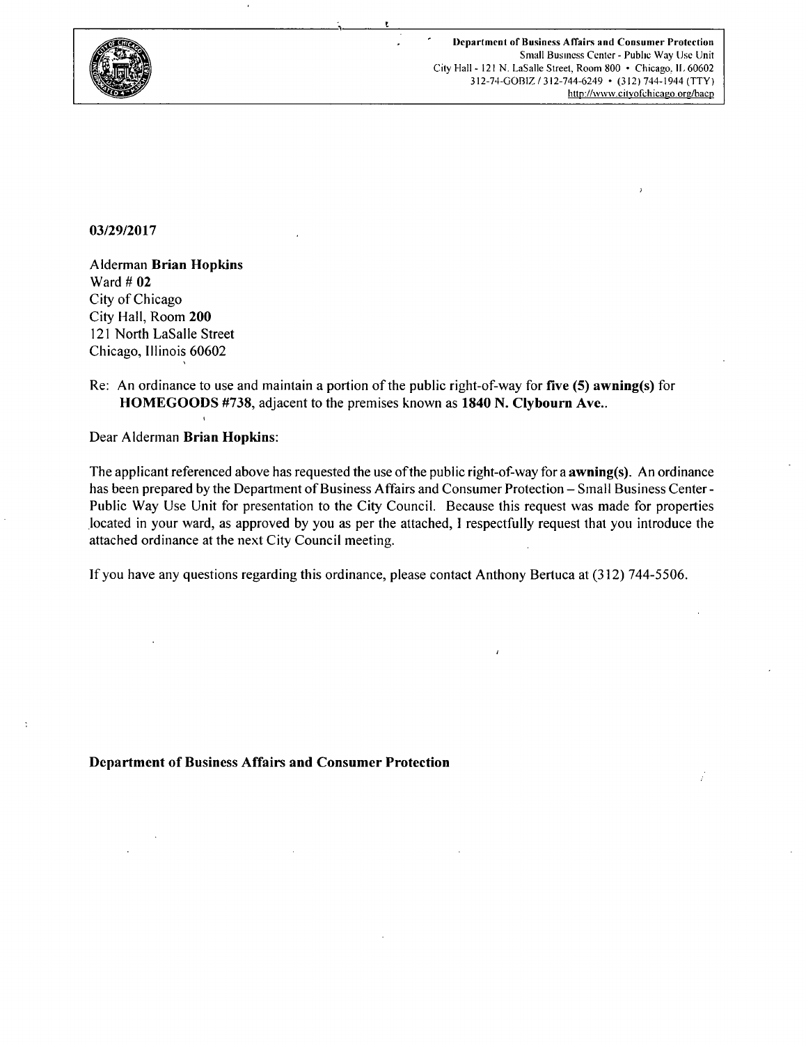**Department of Business Affairs and Consumer Protection**
Small Business Center - Public Way Use Unit
City Hall - 121 N. LaSalle Street, Room 800 • Chicago, IL 60602
312-74-GOBIZ / 312-744-6249 • (312) 744-1944 (TTY)
http://www.cityofchicago.org/bacp

**03/29/2017**

Alderman **Brian Hopkins**
Ward # **02**
City of Chicago
City Hall, Room **200**
121 North LaSalle Street
Chicago, Illinois 60602

Re: An ordinance to use and maintain a portion of the public right-of-way for **five (5) awning(s)** for **HOMEGOODS #738**, adjacent to the premises known as **1840 N. Clybourn Ave.**.

Dear Alderman **Brian Hopkins**:

The applicant referenced above has requested the use of the public right-of-way for a **awning(s)**. An ordinance has been prepared by the Department of Business Affairs and Consumer Protection – Small Business Center - Public Way Use Unit for presentation to the City Council. Because this request was made for properties located in your ward, as approved by you as per the attached, I respectfully request that you introduce the attached ordinance at the next City Council meeting.

If you have any questions regarding this ordinance, please contact Anthony Bertuca at (312) 744-5506.

**Department of Business Affairs and Consumer Protection**